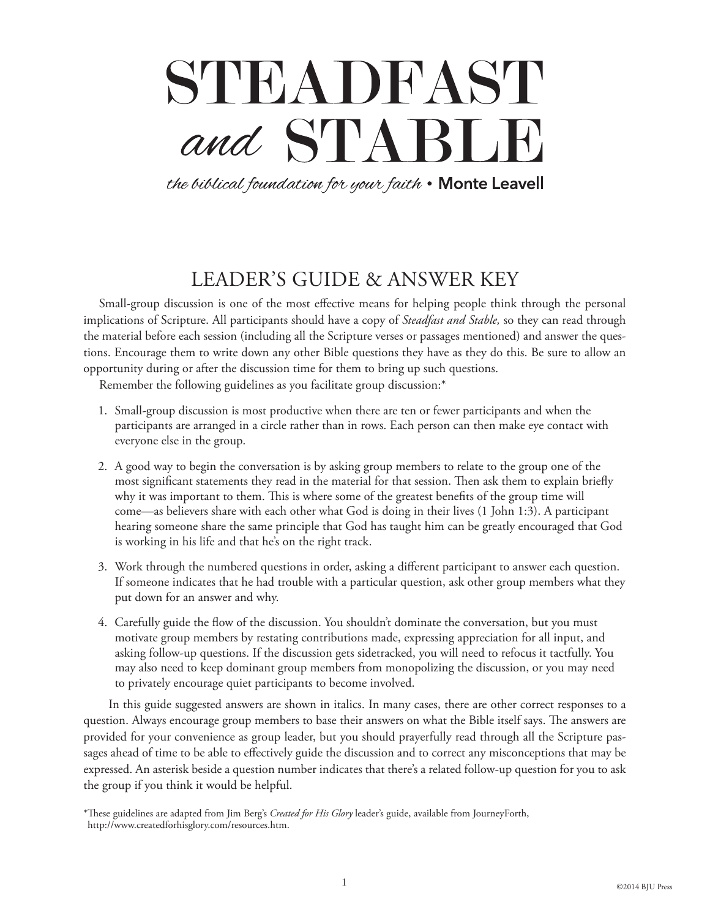# STEADFAST *and* STABLE

*the biblical foundation for your faith* • **Monte Leavell**

## LEADER'S GUIDE & ANSWER KEY

Small-group discussion is one of the most effective means for helping people think through the personal implications of Scripture. All participants should have a copy of *Steadfast and Stable,* so they can read through the material before each session (including all the Scripture verses or passages mentioned) and answer the questions. Encourage them to write down any other Bible questions they have as they do this. Be sure to allow an opportunity during or after the discussion time for them to bring up such questions.

Remember the following guidelines as you facilitate group discussion:*

1. Small-group discussion is most productive when there are ten or fewer participants and when the participants are arranged in a circle rather than in rows. Each person can then make eye contact with everyone else in the group.
2. A good way to begin the conversation is by asking group members to relate to the group one of the most significant statements they read in the material for that session. Then ask them to explain briefly why it was important to them. This is where some of the greatest benefits of the group time will come—as believers share with each other what God is doing in their lives (1 John 1:3). A participant hearing someone share the same principle that God has taught him can be greatly encouraged that God is working in his life and that he's on the right track.
3. Work through the numbered questions in order, asking a different participant to answer each question. If someone indicates that he had trouble with a particular question, ask other group members what they put down for an answer and why.
4. Carefully guide the flow of the discussion. You shouldn't dominate the conversation, but you must motivate group members by restating contributions made, expressing appreciation for all input, and asking follow-up questions. If the discussion gets sidetracked, you will need to refocus it tactfully. You may also need to keep dominant group members from monopolizing the discussion, or you may need to privately encourage quiet participants to become involved.

In this guide suggested answers are shown in italics. In many cases, there are other correct responses to a question. Always encourage group members to base their answers on what the Bible itself says. The answers are provided for your convenience as group leader, but you should prayerfully read through all the Scripture passages ahead of time to be able to effectively guide the discussion and to correct any misconceptions that may be expressed. An asterisk beside a question number indicates that there's a related follow-up question for you to ask the group if you think it would be helpful.

*These guidelines are adapted from Jim Berg's *Created for His Glory* leader's guide, available from JourneyForth, http://www.createdforhisglory.com/resources.htm.

©2014 BJU Press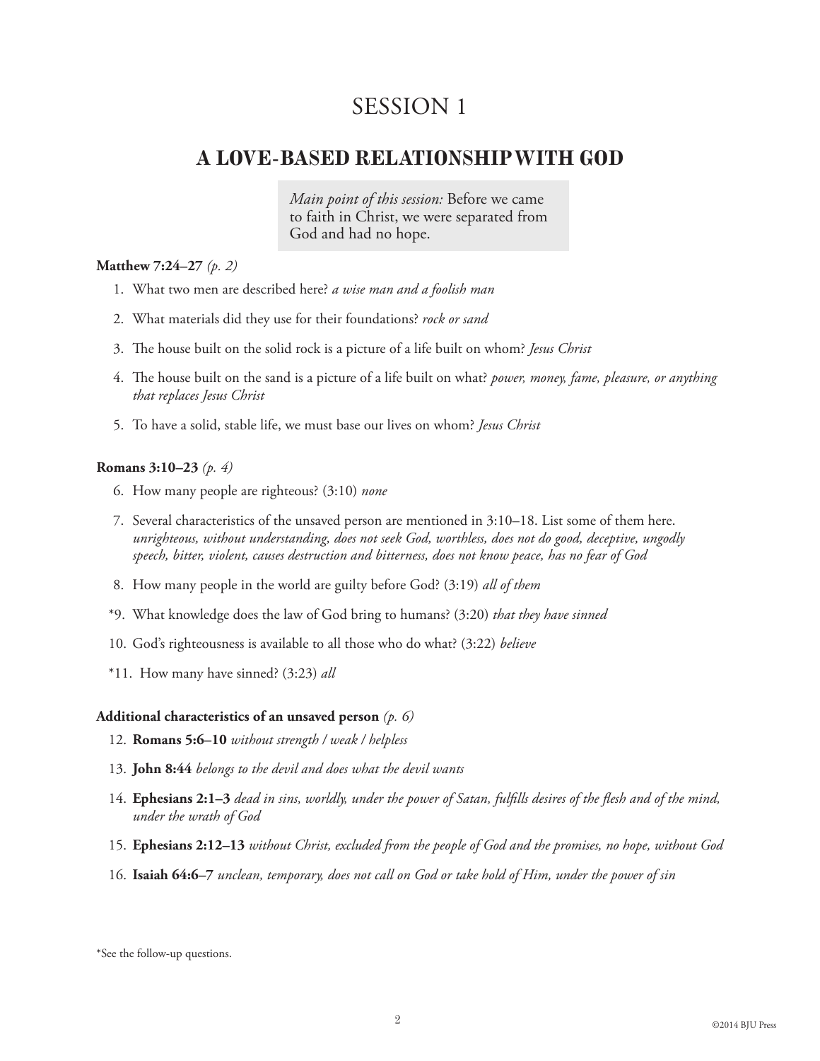# SESSION 1

## A LOVE-BASED RELATIONSHIP WITH GOD

> *Main point of this session:* Before we came to faith in Christ, we were separated from God and had no hope.

**Matthew 7:24–27** *(p. 2)*

1. What two men are described here? *a wise man and a foolish man*
2. What materials did they use for their foundations? *rock or sand*
3. The house built on the solid rock is a picture of a life built on whom? *Jesus Christ*
4. The house built on the sand is a picture of a life built on what? *power, money, fame, pleasure, or anything that replaces Jesus Christ*
5. To have a solid, stable life, we must base our lives on whom? *Jesus Christ*

**Romans 3:10–23** *(p. 4)*

6. How many people are righteous? (3:10) *none*
7. Several characteristics of the unsaved person are mentioned in 3:10–18. List some of them here. *unrighteous, without understanding, does not seek God, worthless, does not do good, deceptive, ungodly speech, bitter, violent, causes destruction and bitterness, does not know peace, has no fear of God*
8. How many people in the world are guilty before God? (3:19) *all of them*

*9. What knowledge does the law of God bring to humans? (3:20) *that they have sinned*

10. God's righteousness is available to all those who do what? (3:22) *believe*

*11. How many have sinned? (3:23) *all*

**Additional characteristics of an unsaved person** *(p. 6)*

12. **Romans 5:6–10** *without strength / weak / helpless*
13. **John 8:44** *belongs to the devil and does what the devil wants*
14. **Ephesians 2:1–3** *dead in sins, worldly, under the power of Satan, fulfills desires of the flesh and of the mind, under the wrath of God*
15. **Ephesians 2:12–13** *without Christ, excluded from the people of God and the promises, no hope, without God*
16. **Isaiah 64:6–7** *unclean, temporary, does not call on God or take hold of Him, under the power of sin*

*See the follow-up questions.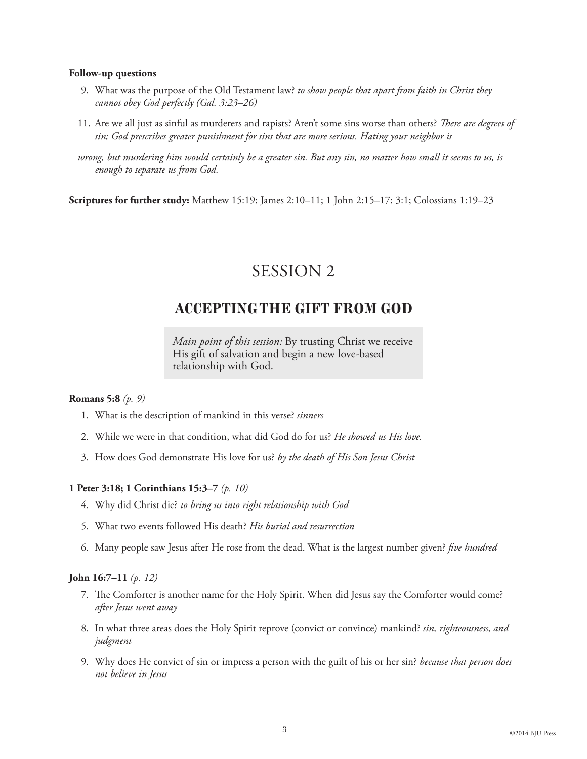**Follow-up questions**

9. What was the purpose of the Old Testament law? *to show people that apart from faith in Christ they cannot obey God perfectly (Gal. 3:23–26)*

11. Are we all just as sinful as murderers and rapists? Aren't some sins worse than others? *There are degrees of sin; God prescribes greater punishment for sins that are more serious. Hating your neighbor is wrong, but murdering him would certainly be a greater sin. But any sin, no matter how small it seems to us, is enough to separate us from God.*

**Scriptures for further study:** Matthew 15:19; James 2:10–11; 1 John 2:15–17; 3:1; Colossians 1:19–23

# SESSION 2

## ACCEPTING THE GIFT FROM GOD

> *Main point of this session:* By trusting Christ we receive His gift of salvation and begin a new love-based relationship with God.

**Romans 5:8** *(p. 9)*

1. What is the description of mankind in this verse? *sinners*
2. While we were in that condition, what did God do for us? *He showed us His love.*
3. How does God demonstrate His love for us? *by the death of His Son Jesus Christ*

**1 Peter 3:18; 1 Corinthians 15:3–7** *(p. 10)*

4. Why did Christ die? *to bring us into right relationship with God*
5. What two events followed His death? *His burial and resurrection*
6. Many people saw Jesus after He rose from the dead. What is the largest number given? *five hundred*

**John 16:7–11** *(p. 12)*

7. The Comforter is another name for the Holy Spirit. When did Jesus say the Comforter would come? *after Jesus went away*
8. In what three areas does the Holy Spirit reprove (convict or convince) mankind? *sin, righteousness, and judgment*
9. Why does He convict of sin or impress a person with the guilt of his or her sin? *because that person does not believe in Jesus*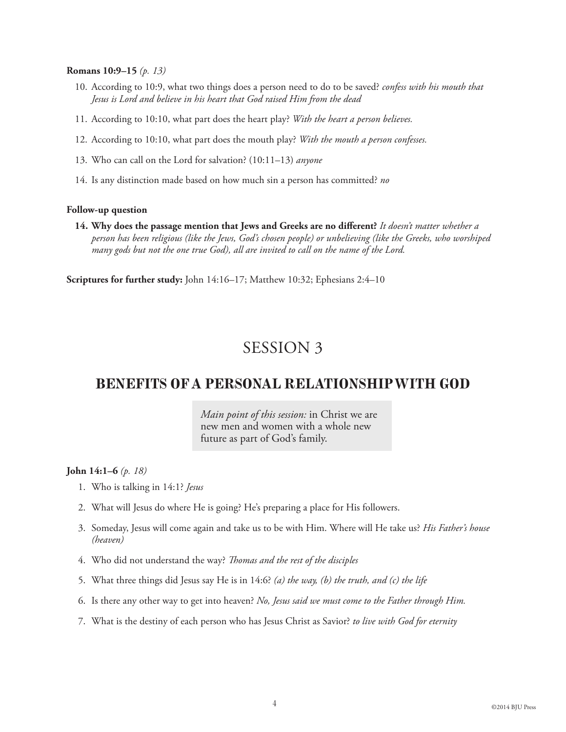**Romans 10:9–15** *(p. 13)*

10. According to 10:9, what two things does a person need to do to be saved? *confess with his mouth that Jesus is Lord and believe in his heart that God raised Him from the dead*
11. According to 10:10, what part does the heart play? *With the heart a person believes.*
12. According to 10:10, what part does the mouth play? *With the mouth a person confesses.*
13. Who can call on the Lord for salvation? (10:11–13) *anyone*
14. Is any distinction made based on how much sin a person has committed? *no*

**Follow-up question**

**14. Why does the passage mention that Jews and Greeks are no different?** *It doesn't matter whether a person has been religious (like the Jews, God's chosen people) or unbelieving (like the Greeks, who worshiped many gods but not the one true God), all are invited to call on the name of the Lord.*

**Scriptures for further study:** John 14:16–17; Matthew 10:32; Ephesians 2:4–10

# SESSION 3

## BENEFITS OF A PERSONAL RELATIONSHIP WITH GOD

*Main point of this session:* in Christ we are new men and women with a whole new future as part of God's family.

**John 14:1–6** *(p. 18)*

1. Who is talking in 14:1? *Jesus*
2. What will Jesus do where He is going? He's preparing a place for His followers.
3. Someday, Jesus will come again and take us to be with Him. Where will He take us? *His Father's house (heaven)*
4. Who did not understand the way? *Thomas and the rest of the disciples*
5. What three things did Jesus say He is in 14:6? *(a) the way, (b) the truth, and (c) the life*
6. Is there any other way to get into heaven? *No, Jesus said we must come to the Father through Him.*
7. What is the destiny of each person who has Jesus Christ as Savior? *to live with God for eternity*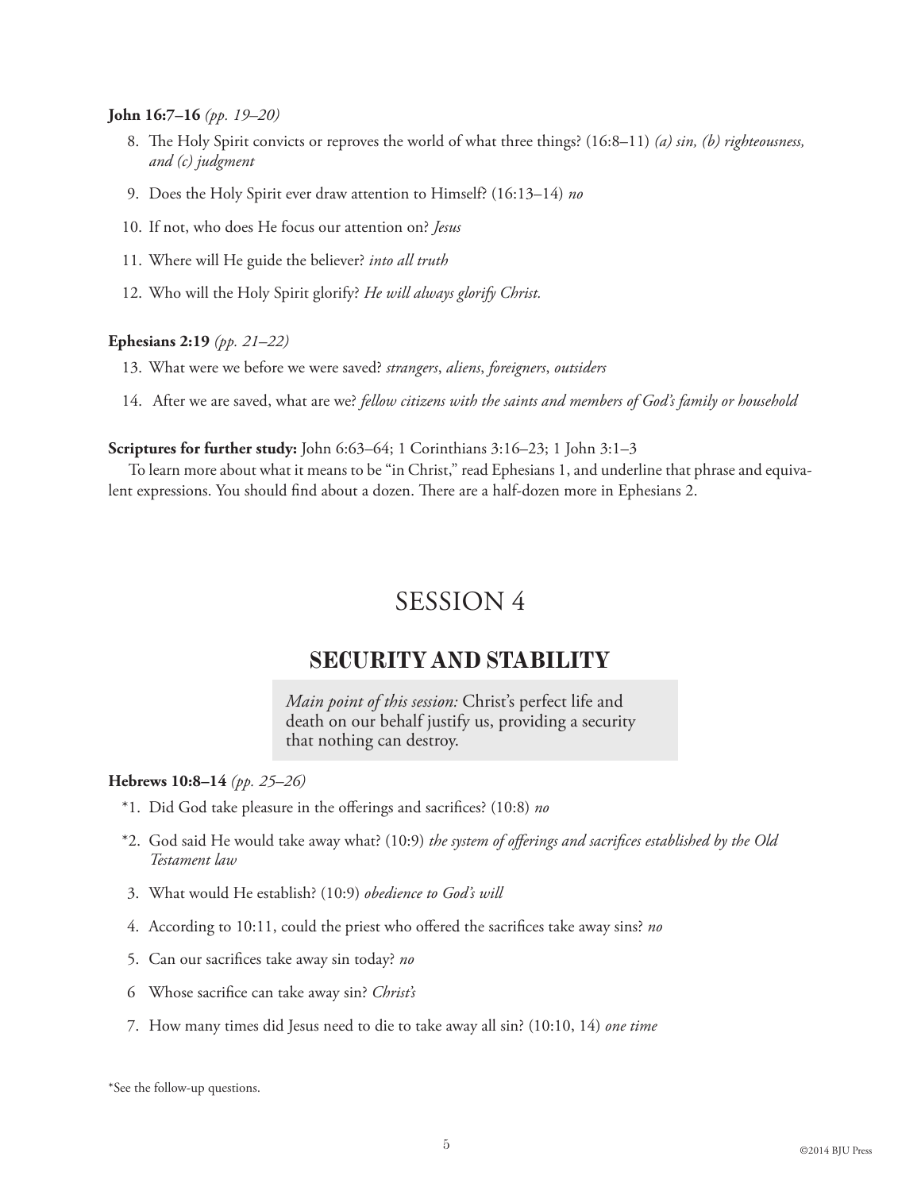**John 16:7–16** *(pp. 19–20)*

8. The Holy Spirit convicts or reproves the world of what three things? (16:8–11) *(a) sin, (b) righteousness, and (c) judgment*
9. Does the Holy Spirit ever draw attention to Himself? (16:13–14) *no*
10. If not, who does He focus our attention on? *Jesus*
11. Where will He guide the believer? *into all truth*
12. Who will the Holy Spirit glorify? *He will always glorify Christ.*

**Ephesians 2:19** *(pp. 21–22)*

13. What were we before we were saved? *strangers*, *aliens*, *foreigners*, *outsiders*
14. After we are saved, what are we? *fellow citizens with the saints and members of God's family or household*

**Scriptures for further study:** John 6:63–64; 1 Corinthians 3:16–23; 1 John 3:1–3

To learn more about what it means to be "in Christ," read Ephesians 1, and underline that phrase and equivalent expressions. You should find about a dozen. There are a half-dozen more in Ephesians 2.

# SESSION 4

## SECURITY AND STABILITY

*Main point of this session:* Christ's perfect life and death on our behalf justify us, providing a security that nothing can destroy.

**Hebrews 10:8–14** *(pp. 25–26)*

*1. Did God take pleasure in the offerings and sacrifices? (10:8) *no*

*2. God said He would take away what? (10:9) *the system of offerings and sacrifices established by the Old Testament law*

3. What would He establish? (10:9) *obedience to God's will*

4. According to 10:11, could the priest who offered the sacrifices take away sins? *no*

5. Can our sacrifices take away sin today? *no*

6 Whose sacrifice can take away sin? *Christ's*

7. How many times did Jesus need to die to take away all sin? (10:10, 14) *one time*

*See the follow-up questions.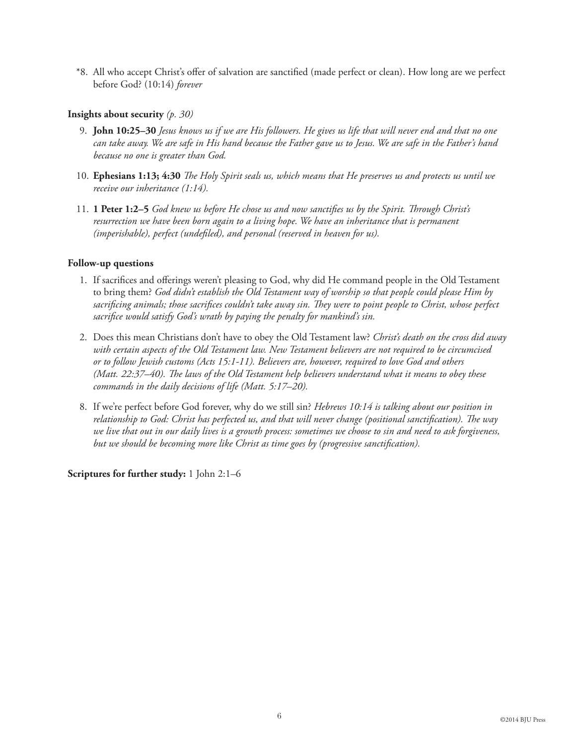*8. All who accept Christ's offer of salvation are sanctified (made perfect or clean). How long are we perfect before God? (10:14) *forever*

**Insights about security** *(p. 30)*

9. **John 10:25–30** *Jesus knows us if we are His followers. He gives us life that will never end and that no one can take away. We are safe in His hand because the Father gave us to Jesus. We are safe in the Father's hand because no one is greater than God.*

10. **Ephesians 1:13; 4:30** *The Holy Spirit seals us, which means that He preserves us and protects us until we receive our inheritance (1:14).*

11. **1 Peter 1:2–5** *God knew us before He chose us and now sanctifies us by the Spirit. Through Christ's resurrection we have been born again to a living hope. We have an inheritance that is permanent (imperishable), perfect (undefiled), and personal (reserved in heaven for us).*

**Follow-up questions**

1. If sacrifices and offerings weren't pleasing to God, why did He command people in the Old Testament to bring them? *God didn't establish the Old Testament way of worship so that people could please Him by sacrificing animals; those sacrifices couldn't take away sin. They were to point people to Christ, whose perfect sacrifice would satisfy God's wrath by paying the penalty for mankind's sin.*

2. Does this mean Christians don't have to obey the Old Testament law? *Christ's death on the cross did away with certain aspects of the Old Testament law. New Testament believers are not required to be circumcised or to follow Jewish customs (Acts 15:1-11). Believers are, however, required to love God and others (Matt. 22:37–40). The laws of the Old Testament help believers understand what it means to obey these commands in the daily decisions of life (Matt. 5:17–20).*

8. If we're perfect before God forever, why do we still sin? *Hebrews 10:14 is talking about our position in relationship to God: Christ has perfected us, and that will never change (positional sanctification). The way we live that out in our daily lives is a growth process: sometimes we choose to sin and need to ask forgiveness, but we should be becoming more like Christ as time goes by (progressive sanctification).*

**Scriptures for further study:** 1 John 2:1–6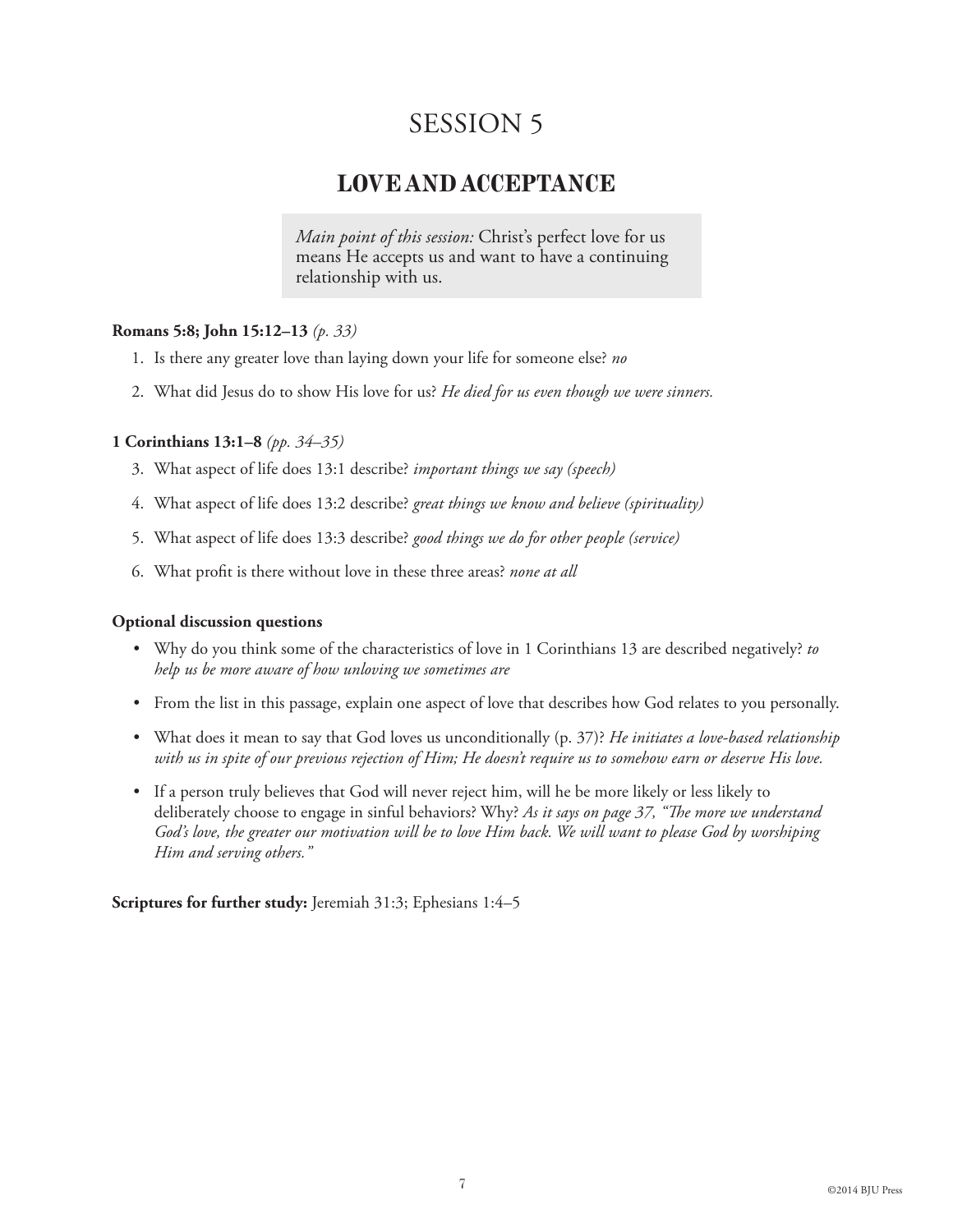# SESSION 5

## LOVE AND ACCEPTANCE

> *Main point of this session:* Christ's perfect love for us means He accepts us and want to have a continuing relationship with us.

**Romans 5:8; John 15:12–13** *(p. 33)*

1. Is there any greater love than laying down your life for someone else? *no*
2. What did Jesus do to show His love for us? *He died for us even though we were sinners.*

**1 Corinthians 13:1–8** *(pp. 34–35)*

3. What aspect of life does 13:1 describe? *important things we say (speech)*
4. What aspect of life does 13:2 describe? *great things we know and believe (spirituality)*
5. What aspect of life does 13:3 describe? *good things we do for other people (service)*
6. What profit is there without love in these three areas? *none at all*

**Optional discussion questions**

- Why do you think some of the characteristics of love in 1 Corinthians 13 are described negatively? *to help us be more aware of how unloving we sometimes are*
- From the list in this passage, explain one aspect of love that describes how God relates to you personally.
- What does it mean to say that God loves us unconditionally (p. 37)? *He initiates a love-based relationship with us in spite of our previous rejection of Him; He doesn't require us to somehow earn or deserve His love.*
- If a person truly believes that God will never reject him, will he be more likely or less likely to deliberately choose to engage in sinful behaviors? Why? *As it says on page 37, "The more we understand God's love, the greater our motivation will be to love Him back. We will want to please God by worshiping Him and serving others."*

**Scriptures for further study:** Jeremiah 31:3; Ephesians 1:4–5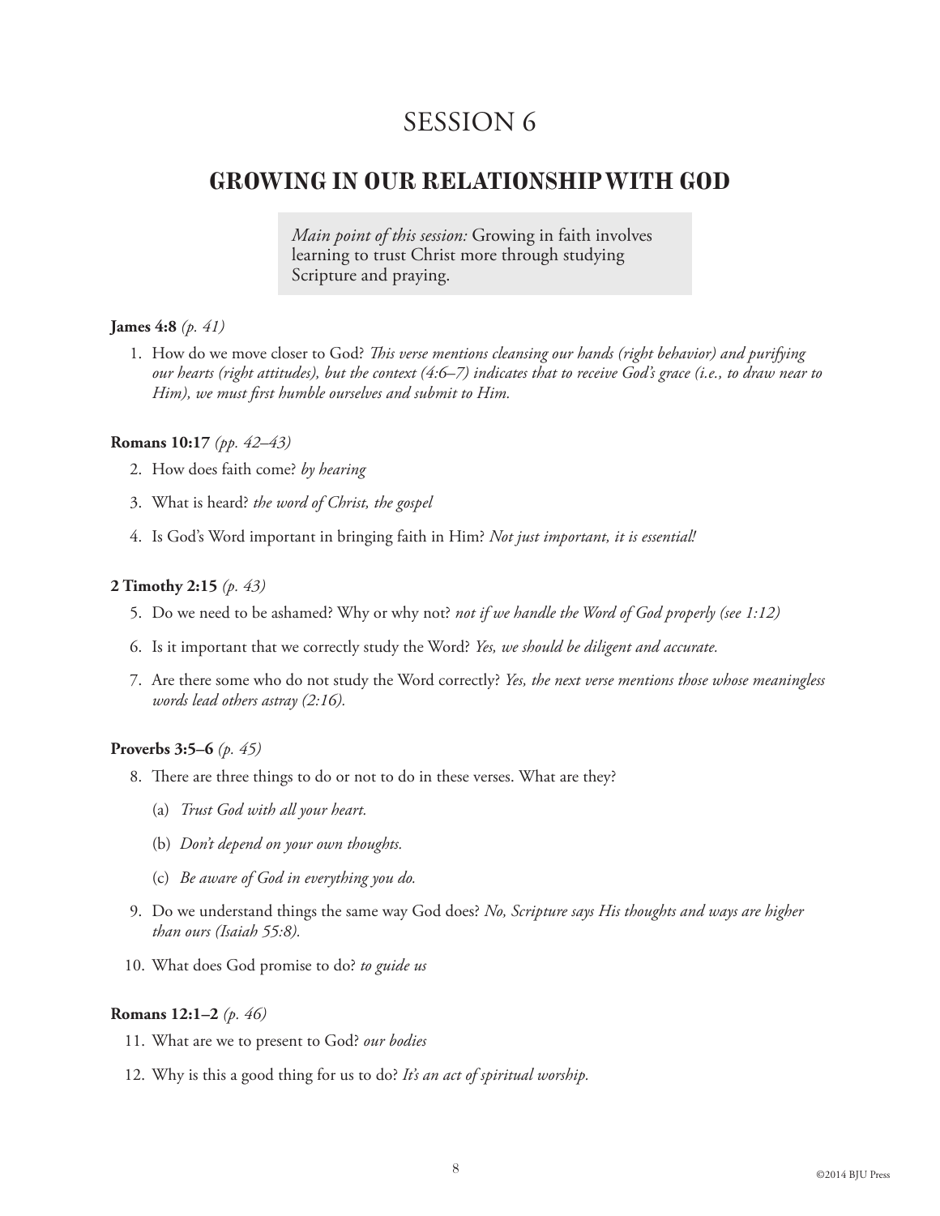# SESSION 6

## GROWING IN OUR RELATIONSHIP WITH GOD

> *Main point of this session:* Growing in faith involves learning to trust Christ more through studying Scripture and praying.

**James 4:8** *(p. 41)*

1. How do we move closer to God? *This verse mentions cleansing our hands (right behavior) and purifying our hearts (right attitudes), but the context (4:6–7) indicates that to receive God's grace (i.e., to draw near to Him), we must first humble ourselves and submit to Him.*

**Romans 10:17** *(pp. 42–43)*

2. How does faith come? *by hearing*
3. What is heard? *the word of Christ, the gospel*
4. Is God's Word important in bringing faith in Him? *Not just important, it is essential!*

**2 Timothy 2:15** *(p. 43)*

5. Do we need to be ashamed? Why or why not? *not if we handle the Word of God properly (see 1:12)*
6. Is it important that we correctly study the Word? *Yes, we should be diligent and accurate.*
7. Are there some who do not study the Word correctly? *Yes, the next verse mentions those whose meaningless words lead others astray (2:16).*

**Proverbs 3:5–6** *(p. 45)*

8. There are three things to do or not to do in these verses. What are they?
   (a) *Trust God with all your heart.*
   (b) *Don't depend on your own thoughts.*
   (c) *Be aware of God in everything you do.*
9. Do we understand things the same way God does? *No, Scripture says His thoughts and ways are higher than ours (Isaiah 55:8).*
10. What does God promise to do? *to guide us*

**Romans 12:1–2** *(p. 46)*

11. What are we to present to God? *our bodies*
12. Why is this a good thing for us to do? *It's an act of spiritual worship.*

©2014 BJU Press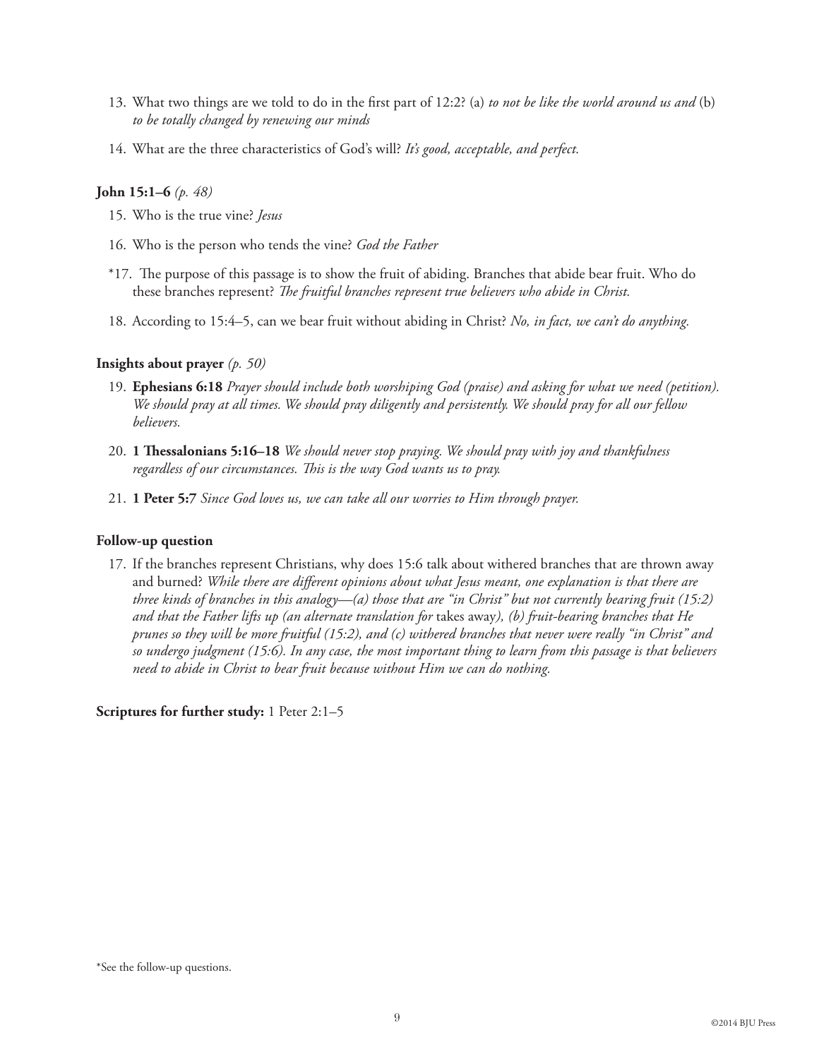13. What two things are we told to do in the first part of 12:2? (a) *to not be like the world around us and* (b) *to be totally changed by renewing our minds*

14. What are the three characteristics of God's will? *It's good, acceptable, and perfect.*

**John 15:1–6** *(p. 48)*

15. Who is the true vine? *Jesus*

16. Who is the person who tends the vine? *God the Father*

*17. The purpose of this passage is to show the fruit of abiding. Branches that abide bear fruit. Who do these branches represent? *The fruitful branches represent true believers who abide in Christ.*

18. According to 15:4–5, can we bear fruit without abiding in Christ? *No, in fact, we can't do anything.*

**Insights about prayer** *(p. 50)*

19. **Ephesians 6:18** *Prayer should include both worshiping God (praise) and asking for what we need (petition). We should pray at all times. We should pray diligently and persistently. We should pray for all our fellow believers.*

20. **1 Thessalonians 5:16–18** *We should never stop praying. We should pray with joy and thankfulness regardless of our circumstances. This is the way God wants us to pray.*

21. **1 Peter 5:7** *Since God loves us, we can take all our worries to Him through prayer.*

**Follow-up question**

17. If the branches represent Christians, why does 15:6 talk about withered branches that are thrown away and burned? *While there are different opinions about what Jesus meant, one explanation is that there are three kinds of branches in this analogy—(a) those that are "in Christ" but not currently bearing fruit (15:2) and that the Father lifts up (an alternate translation for* takes away*), (b) fruit-bearing branches that He prunes so they will be more fruitful (15:2), and (c) withered branches that never were really "in Christ" and so undergo judgment (15:6). In any case, the most important thing to learn from this passage is that believers need to abide in Christ to bear fruit because without Him we can do nothing.*

**Scriptures for further study:** 1 Peter 2:1–5

*See the follow-up questions.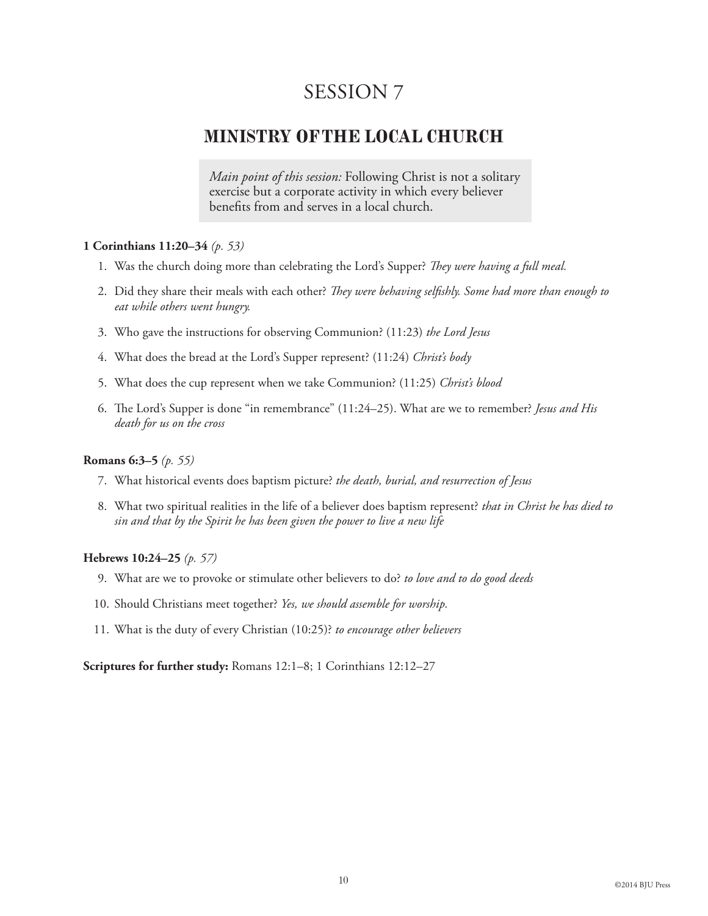# SESSION 7

## MINISTRY OF THE LOCAL CHURCH

*Main point of this session:* Following Christ is not a solitary exercise but a corporate activity in which every believer benefits from and serves in a local church.

**1 Corinthians 11:20–34** *(p. 53)*

1. Was the church doing more than celebrating the Lord's Supper? *They were having a full meal.*
2. Did they share their meals with each other? *They were behaving selfishly. Some had more than enough to eat while others went hungry.*
3. Who gave the instructions for observing Communion? (11:23) *the Lord Jesus*
4. What does the bread at the Lord's Supper represent? (11:24) *Christ's body*
5. What does the cup represent when we take Communion? (11:25) *Christ's blood*
6. The Lord's Supper is done "in remembrance" (11:24–25). What are we to remember? *Jesus and His death for us on the cross*

**Romans 6:3–5** *(p. 55)*

7. What historical events does baptism picture? *the death, burial, and resurrection of Jesus*
8. What two spiritual realities in the life of a believer does baptism represent? *that in Christ he has died to sin and that by the Spirit he has been given the power to live a new life*

**Hebrews 10:24–25** *(p. 57)*

9. What are we to provoke or stimulate other believers to do? *to love and to do good deeds*
10. Should Christians meet together? *Yes, we should assemble for worship.*
11. What is the duty of every Christian (10:25)? *to encourage other believers*

**Scriptures for further study:** Romans 12:1–8; 1 Corinthians 12:12–27